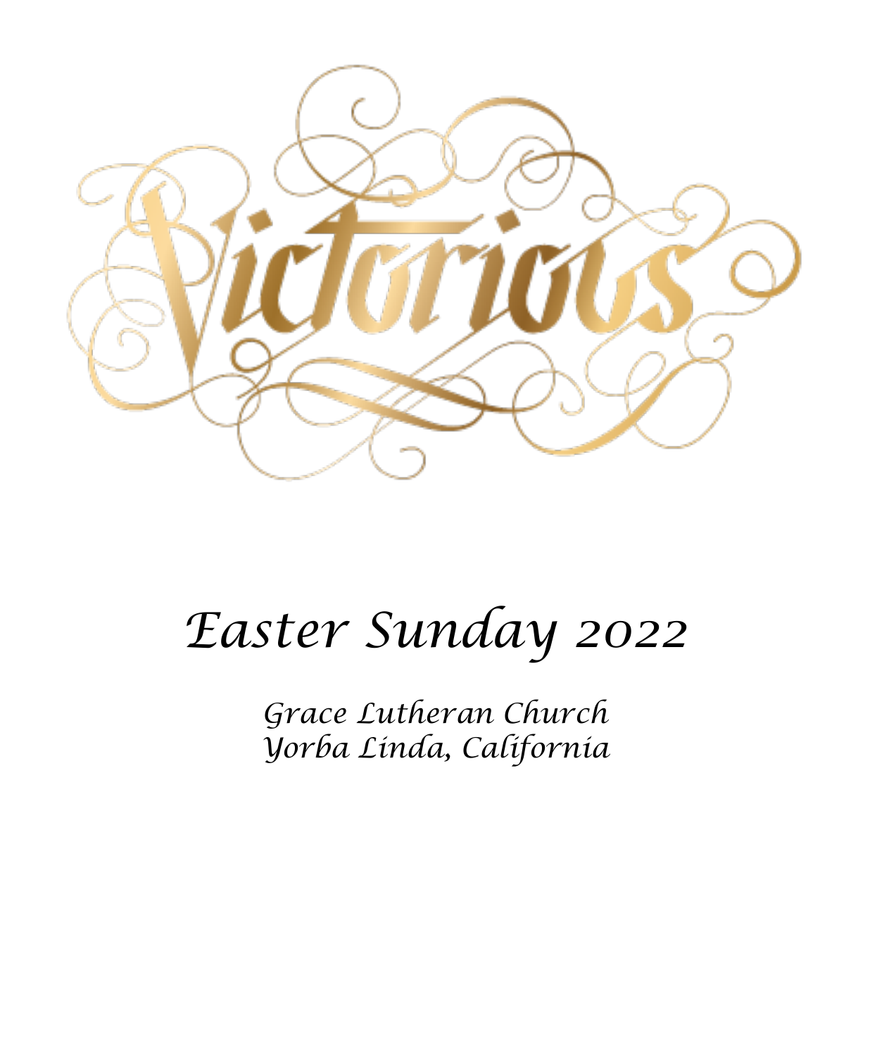# Victorious

## Easter Sunday 2022

*Grace Lutheran Church*
*Yorba Linda, California*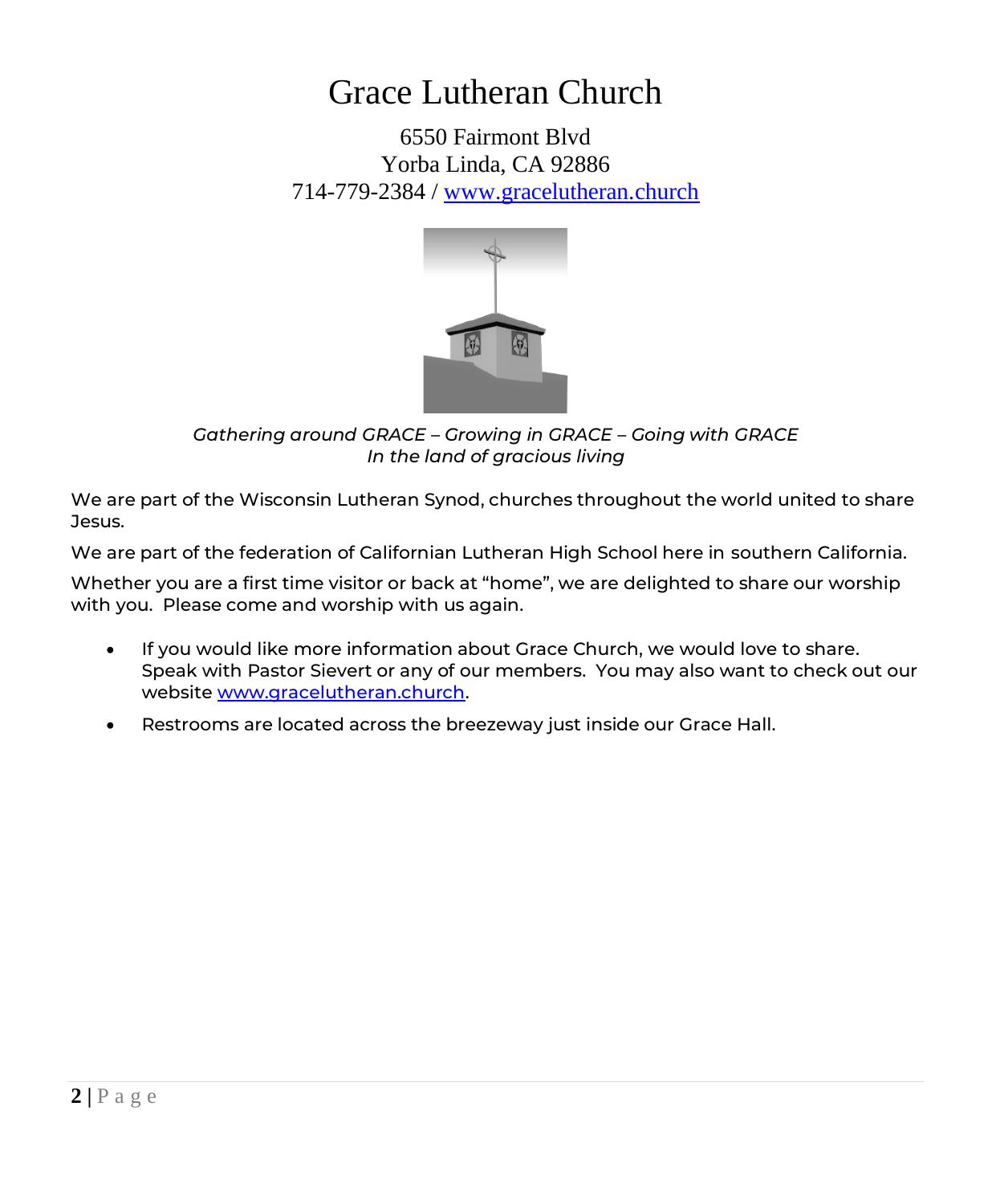# Grace Lutheran Church

6550 Fairmont Blvd
Yorba Linda, CA 92886
714-779-2384 / www.gracelutheran.church

*Gathering around GRACE – Growing in GRACE – Going with GRACE*
*In the land of gracious living*

We are part of the Wisconsin Lutheran Synod, churches throughout the world united to share Jesus.

We are part of the federation of Californian Lutheran High School here in southern California.

Whether you are a first time visitor or back at "home", we are delighted to share our worship with you. Please come and worship with us again.

- If you would like more information about Grace Church, we would love to share. Speak with Pastor Sievert or any of our members. You may also want to check out our website www.gracelutheran.church.
- Restrooms are located across the breezeway just inside our Grace Hall.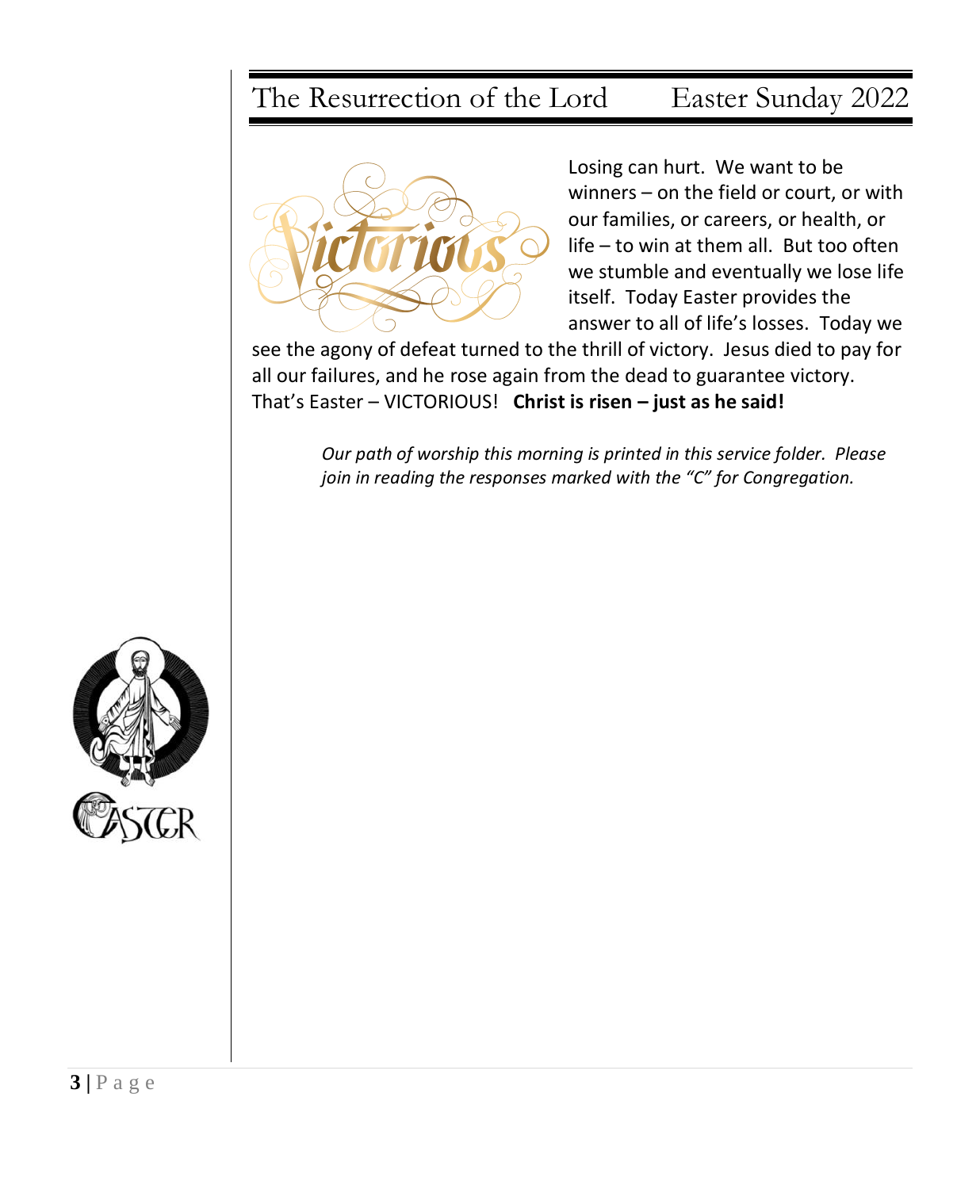# The Resurrection of the Lord Easter Sunday 2022

Losing can hurt. We want to be winners – on the field or court, or with our families, or careers, or health, or life – to win at them all. But too often we stumble and eventually we lose life itself. Today Easter provides the answer to all of life's losses. Today we see the agony of defeat turned to the thrill of victory. Jesus died to pay for all our failures, and he rose again from the dead to guarantee victory. That's Easter – VICTORIOUS! **Christ is risen – just as he said!**

*Our path of worship this morning is printed in this service folder. Please join in reading the responses marked with the "C" for Congregation.*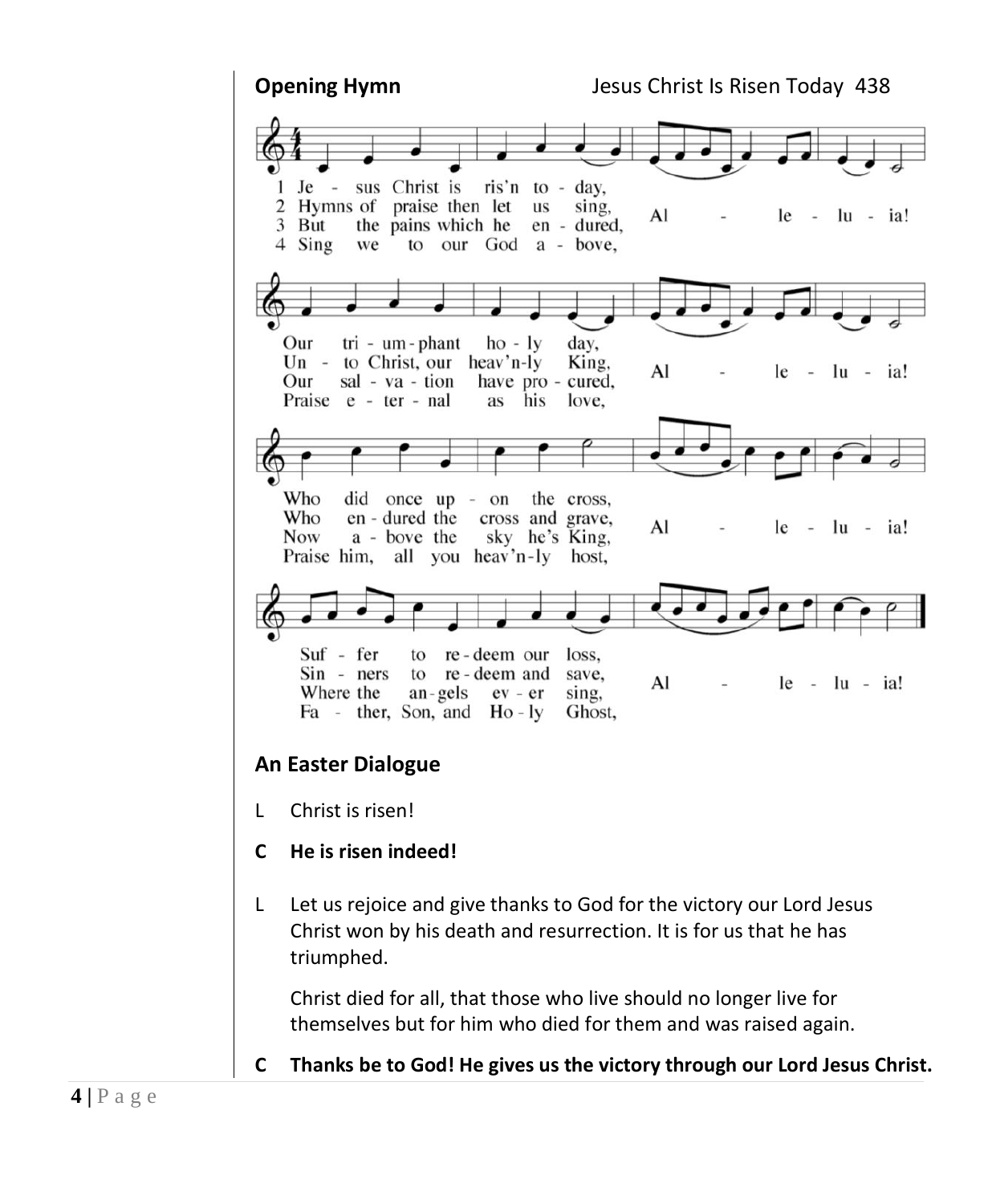**Opening Hymn** Jesus Christ Is Risen Today 438

1 Jesus Christ is ris'n today, Alleluia!
Our triumphant holy day, Alleluia!
Who did once upon the cross, Alleluia!
Suffer to redeem our loss, Alleluia!

2 Hymns of praise then let us sing, Alleluia!
Unto Christ, our heav'n-ly King, Alleluia!
Who endured the cross and grave, Alleluia!
Sinners to redeem and save, Alleluia!

3 But the pains which he endured, Alleluia!
Our salvation have procured, Alleluia!
Now above the sky he's King, Alleluia!
Where the angels ever sing, Alleluia!

4 Sing we to our God above, Alleluia!
Praise eternal as his love, Alleluia!
Praise him, all you heav'n-ly host, Alleluia!
Father, Son, and Holy Ghost, Alleluia!

## An Easter Dialogue

L Christ is risen!

**C He is risen indeed!**

L Let us rejoice and give thanks to God for the victory our Lord Jesus Christ won by his death and resurrection. It is for us that he has triumphed.

Christ died for all, that those who live should no longer live for themselves but for him who died for them and was raised again.

**C Thanks be to God! He gives us the victory through our Lord Jesus Christ.**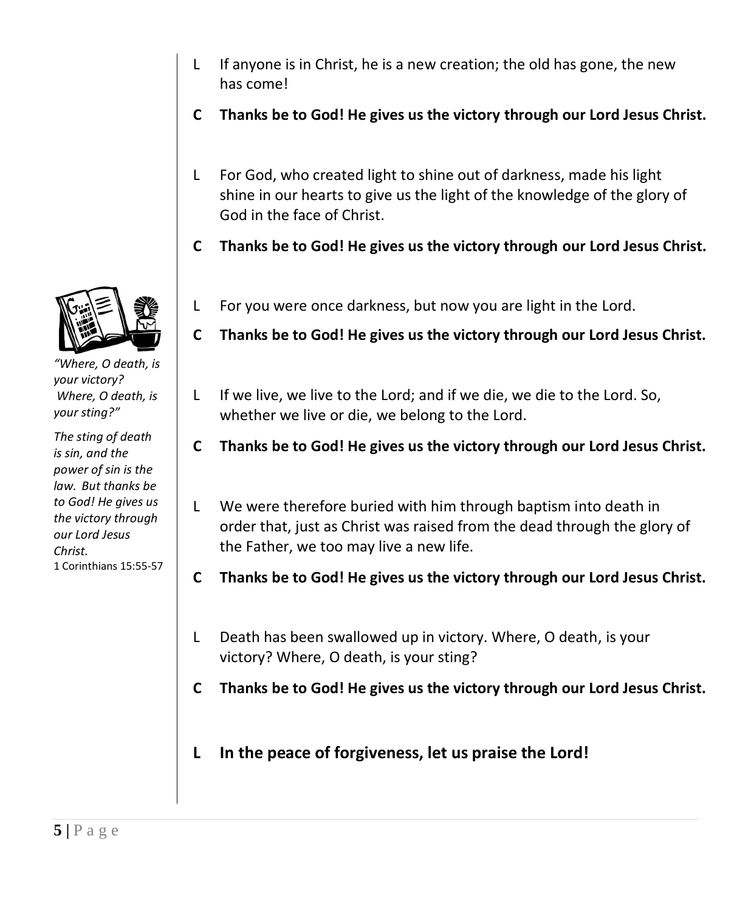L If anyone is in Christ, he is a new creation; the old has gone, the new has come!

**C Thanks be to God! He gives us the victory through our Lord Jesus Christ.**

L For God, who created light to shine out of darkness, made his light shine in our hearts to give us the light of the knowledge of the glory of God in the face of Christ.

**C Thanks be to God! He gives us the victory through our Lord Jesus Christ.**

L For you were once darkness, but now you are light in the Lord.

**C Thanks be to God! He gives us the victory through our Lord Jesus Christ.**

L If we live, we live to the Lord; and if we die, we die to the Lord. So, whether we live or die, we belong to the Lord.

**C Thanks be to God! He gives us the victory through our Lord Jesus Christ.**

L We were therefore buried with him through baptism into death in order that, just as Christ was raised from the dead through the glory of the Father, we too may live a new life.

**C Thanks be to God! He gives us the victory through our Lord Jesus Christ.**

L Death has been swallowed up in victory. Where, O death, is your victory? Where, O death, is your sting?

**C Thanks be to God! He gives us the victory through our Lord Jesus Christ.**

**L In the peace of forgiveness, let us praise the Lord!**

*"Where, O death, is your victory? Where, O death, is your sting?"*

*The sting of death is sin, and the power of sin is the law. But thanks be to God! He gives us the victory through our Lord Jesus Christ.*
1 Corinthians 15:55-57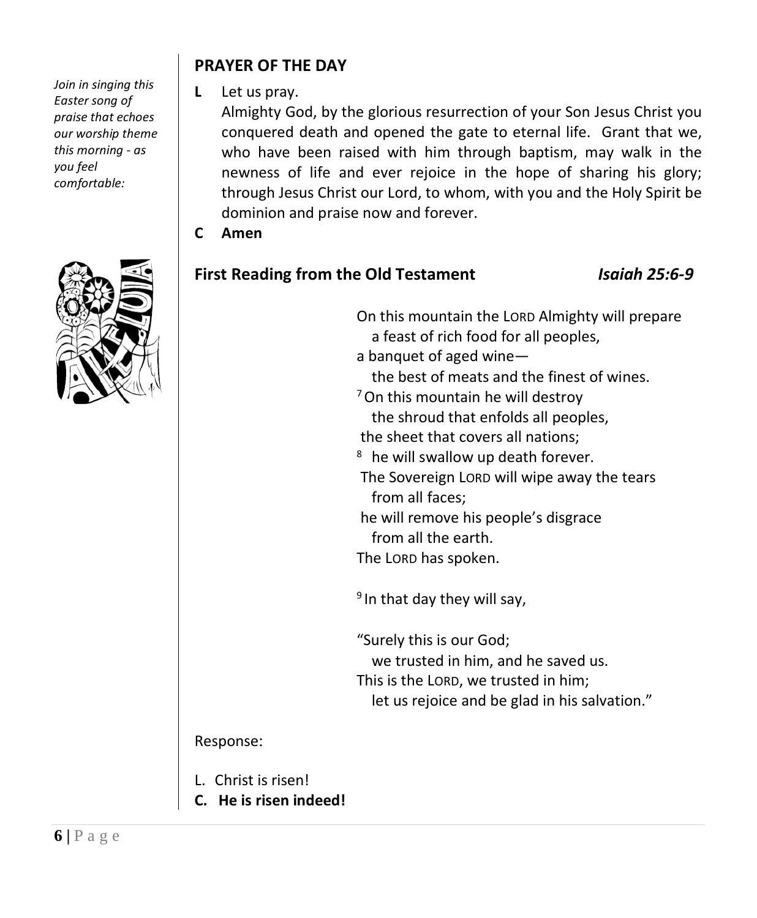*Join in singing this Easter song of praise that echoes our worship theme this morning - as you feel comfortable:*

## PRAYER OF THE DAY

**L** Let us pray.

Almighty God, by the glorious resurrection of your Son Jesus Christ you conquered death and opened the gate to eternal life. Grant that we, who have been raised with him through baptism, may walk in the newness of life and ever rejoice in the hope of sharing his glory; through Jesus Christ our Lord, to whom, with you and the Holy Spirit be dominion and praise now and forever.

**C Amen**

## First Reading from the Old Testament *Isaiah 25:6-9*

On this mountain the LORD Almighty will prepare
a feast of rich food for all peoples,
a banquet of aged wine—
the best of meats and the finest of wines.
[7] On this mountain he will destroy
the shroud that enfolds all peoples,
the sheet that covers all nations;
[8] he will swallow up death forever.
The Sovereign LORD will wipe away the tears
from all faces;
he will remove his people's disgrace
from all the earth.
The LORD has spoken.

[9] In that day they will say,

"Surely this is our God;
we trusted in him, and he saved us.
This is the LORD, we trusted in him;
let us rejoice and be glad in his salvation."

Response:

L. Christ is risen!

**C. He is risen indeed!**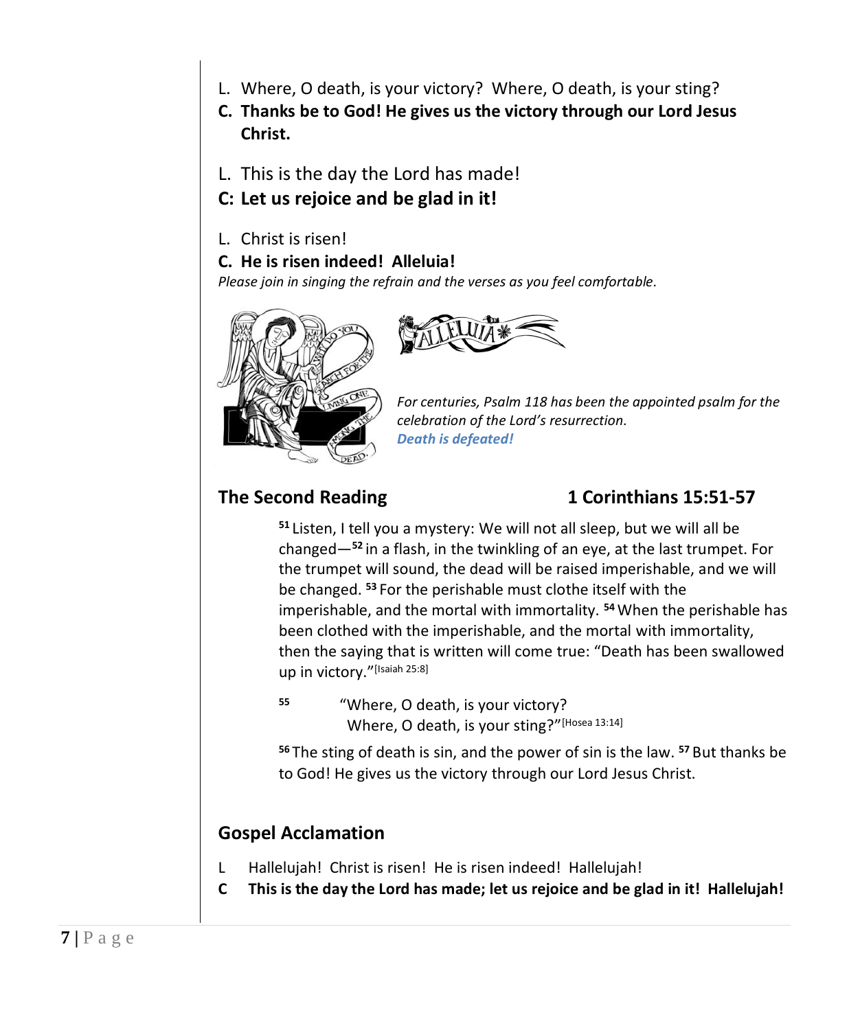L. Where, O death, is your victory? Where, O death, is your sting?

**C. Thanks be to God! He gives us the victory through our Lord Jesus Christ.**

L. This is the day the Lord has made!

**C: Let us rejoice and be glad in it!**

L. Christ is risen!

**C. He is risen indeed! Alleluia!**

*Please join in singing the refrain and the verses as you feel comfortable.*

*For centuries, Psalm 118 has been the appointed psalm for the celebration of the Lord's resurrection.*
***Death is defeated!***

## The Second Reading 1 Corinthians 15:51-57

[51] Listen, I tell you a mystery: We will not all sleep, but we will all be changed—[52] in a flash, in the twinkling of an eye, at the last trumpet. For the trumpet will sound, the dead will be raised imperishable, and we will be changed. [53] For the perishable must clothe itself with the imperishable, and the mortal with immortality. [54] When the perishable has been clothed with the imperishable, and the mortal with immortality, then the saying that is written will come true: "Death has been swallowed up in victory."[Isaiah 25:8]

[55] "Where, O death, is your victory?
Where, O death, is your sting?"[Hosea 13:14]

[56] The sting of death is sin, and the power of sin is the law. [57] But thanks be to God! He gives us the victory through our Lord Jesus Christ.

## Gospel Acclamation

L Hallelujah! Christ is risen! He is risen indeed! Hallelujah!

**C This is the day the Lord has made; let us rejoice and be glad in it! Hallelujah!**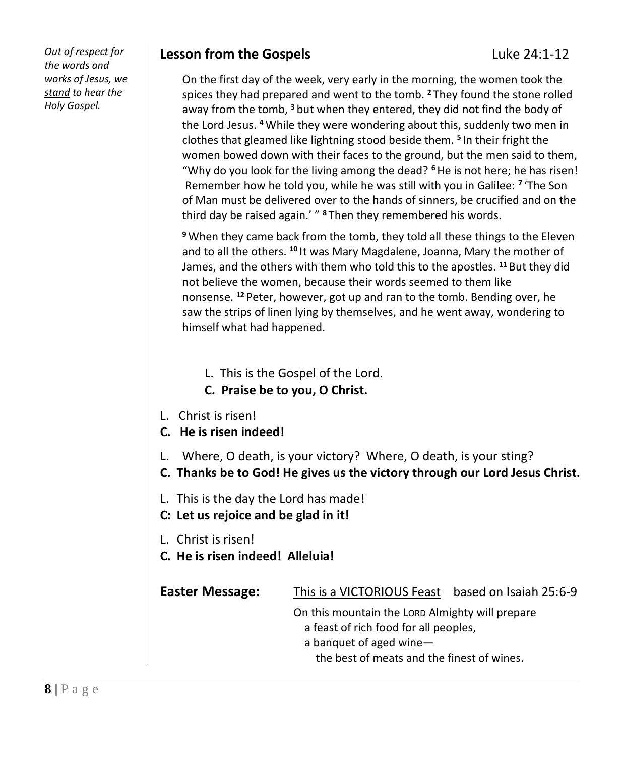*Out of respect for the words and works of Jesus, we stand to hear the Holy Gospel.*

## Lesson from the Gospels — Luke 24:1-12

On the first day of the week, very early in the morning, the women took the spices they had prepared and went to the tomb. [2] They found the stone rolled away from the tomb, [3] but when they entered, they did not find the body of the Lord Jesus. [4] While they were wondering about this, suddenly two men in clothes that gleamed like lightning stood beside them. [5] In their fright the women bowed down with their faces to the ground, but the men said to them, "Why do you look for the living among the dead? [6] He is not here; he has risen! Remember how he told you, while he was still with you in Galilee: [7] 'The Son of Man must be delivered over to the hands of sinners, be crucified and on the third day be raised again.' " [8] Then they remembered his words.

[9] When they came back from the tomb, they told all these things to the Eleven and to all the others. [10] It was Mary Magdalene, Joanna, Mary the mother of James, and the others with them who told this to the apostles. [11] But they did not believe the women, because their words seemed to them like nonsense. [12] Peter, however, got up and ran to the tomb. Bending over, he saw the strips of linen lying by themselves, and he went away, wondering to himself what had happened.

L. This is the Gospel of the Lord.
**C. Praise be to you, O Christ.**

L. Christ is risen!
**C. He is risen indeed!**

L. Where, O death, is your victory? Where, O death, is your sting?
**C. Thanks be to God! He gives us the victory through our Lord Jesus Christ.**

L. This is the day the Lord has made!
**C: Let us rejoice and be glad in it!**

L. Christ is risen!
**C. He is risen indeed! Alleluia!**

**Easter Message:** This is a VICTORIOUS Feast based on Isaiah 25:6-9

On this mountain the LORD Almighty will prepare
a feast of rich food for all peoples,
a banquet of aged wine—
the best of meats and the finest of wines.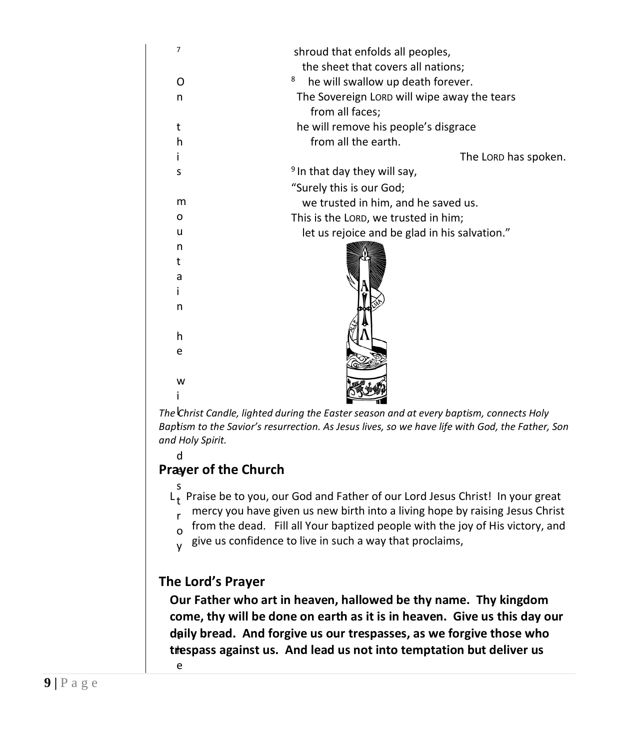[7] shroud that enfolds all peoples,
the sheet that covers all nations;
[8] he will swallow up death forever.
The Sovereign LORD will wipe away the tears
from all faces;
he will remove his people's disgrace
from all the earth.
The LORD has spoken.

[9] In that day they will say,
"Surely this is our God;
we trusted in him, and he saved us.
This is the LORD, we trusted in him;
let us rejoice and be glad in his salvation."

*The Christ Candle, lighted during the Easter season and at every baptism, connects Holy Baptism to the Savior's resurrection. As Jesus lives, so we have life with God, the Father, Son and Holy Spirit.*

## Prayer of the Church

L Praise be to you, our God and Father of our Lord Jesus Christ! In your great mercy you have given us new birth into a living hope by raising Jesus Christ from the dead. Fill all Your baptized people with the joy of His victory, and give us confidence to live in such a way that proclaims,

## The Lord's Prayer

**Our Father who art in heaven, hallowed be thy name. Thy kingdom come, thy will be done on earth as it is in heaven. Give us this day our daily bread. And forgive us our trespasses, as we forgive those who trespass against us. And lead us not into temptation but deliver us**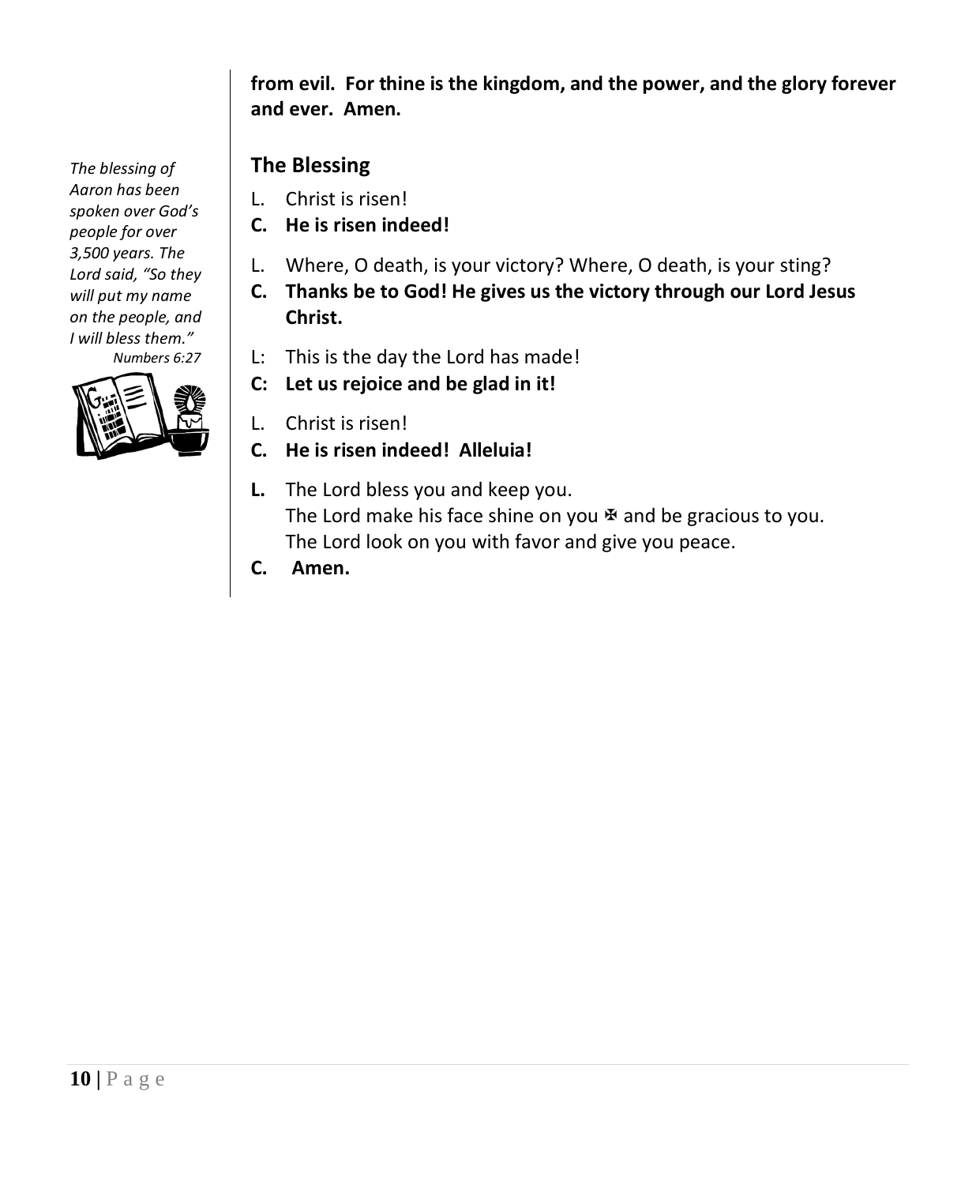**from evil. For thine is the kingdom, and the power, and the glory forever and ever. Amen.**

*The blessing of Aaron has been spoken over God's people for over 3,500 years. The Lord said, "So they will put my name on the people, and I will bless them."*
*Numbers 6:27*

## The Blessing

L. Christ is risen!

**C. He is risen indeed!**

L. Where, O death, is your victory? Where, O death, is your sting?

**C. Thanks be to God! He gives us the victory through our Lord Jesus Christ.**

L: This is the day the Lord has made!

**C: Let us rejoice and be glad in it!**

L. Christ is risen!

**C. He is risen indeed! Alleluia!**

**L.** The Lord bless you and keep you.
The Lord make his face shine on you ✠ and be gracious to you.
The Lord look on you with favor and give you peace.

**C. Amen.**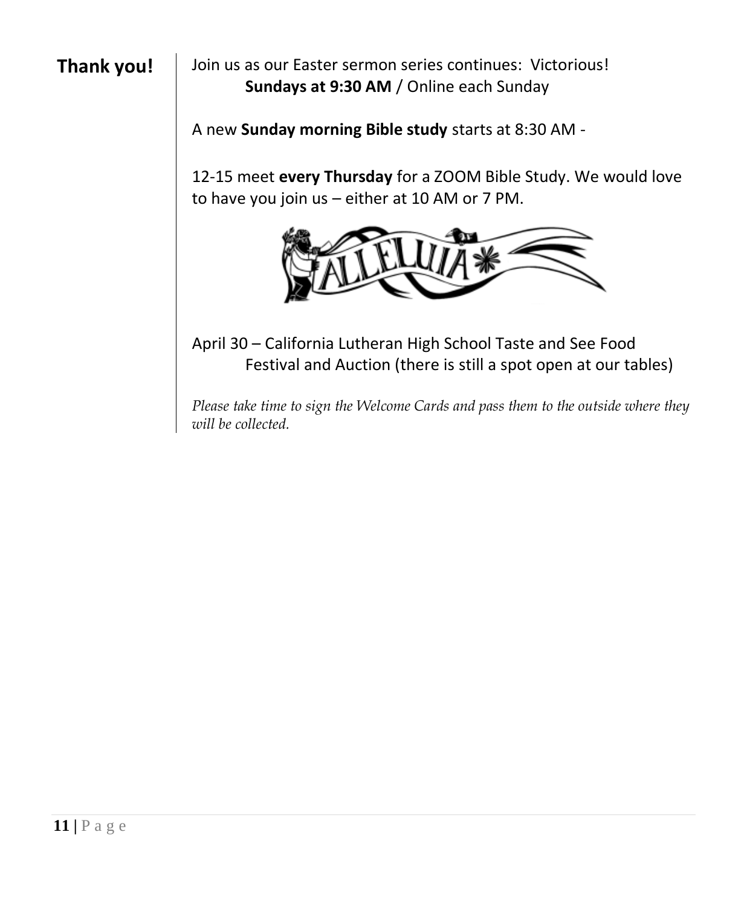**Thank you!**

Join us as our Easter sermon series continues: Victorious!
**Sundays at 9:30 AM** / Online each Sunday

A new **Sunday morning Bible study** starts at 8:30 AM -

12-15 meet **every Thursday** for a ZOOM Bible Study. We would love to have you join us – either at 10 AM or 7 PM.

April 30 – California Lutheran High School Taste and See Food Festival and Auction (there is still a spot open at our tables)

*Please take time to sign the Welcome Cards and pass them to the outside where they will be collected.*